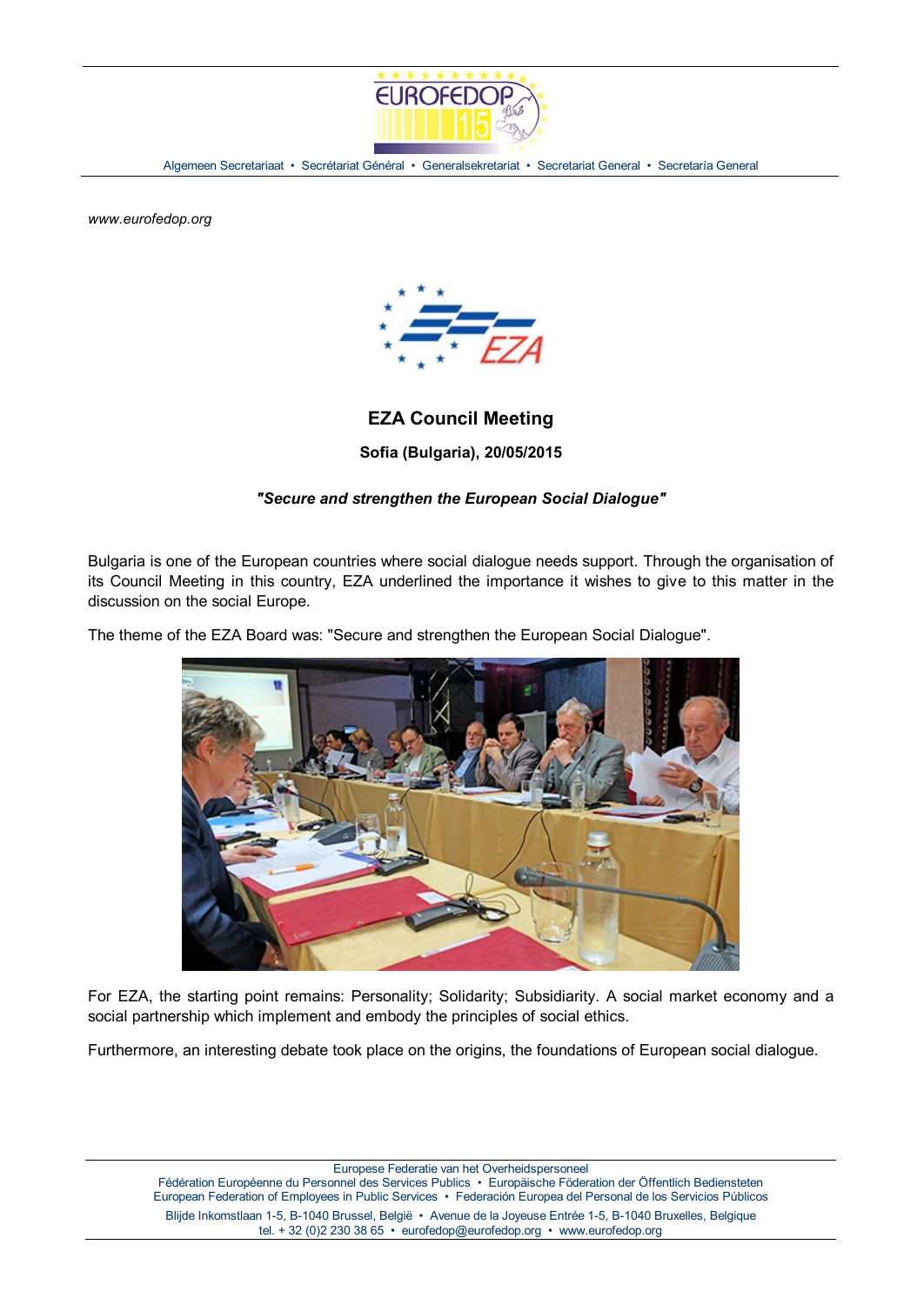Algemeen Secretariaat • Secrétariat Général • Generalsekretariat • Secretariat General • Secretaría General

*www.eurofedop.org*

## EZA Council Meeting

**Sofia (Bulgaria), 20/05/2015**

***"Secure and strengthen the European Social Dialogue"***

Bulgaria is one of the European countries where social dialogue needs support. Through the organisation of its Council Meeting in this country, EZA underlined the importance it wishes to give to this matter in the discussion on the social Europe.

The theme of the EZA Board was: "Secure and strengthen the European Social Dialogue".

For EZA, the starting point remains: Personality; Solidarity; Subsidiarity. A social market economy and a social partnership which implement and embody the principles of social ethics.

Furthermore, an interesting debate took place on the origins, the foundations of European social dialogue.

Europese Federatie van het Overheidspersoneel
Fédération Européenne du Personnel des Services Publics • Europäische Föderation der Öffentlich Bediensteten
European Federation of Employees in Public Services • Federación Europea del Personal de los Servicios Públicos
Blijde Inkomstlaan 1-5, B-1040 Brussel, België • Avenue de la Joyeuse Entrée 1-5, B-1040 Bruxelles, Belgique
tel. + 32 (0)2 230 38 65 • eurofedop@eurofedop.org • www.eurofedop.org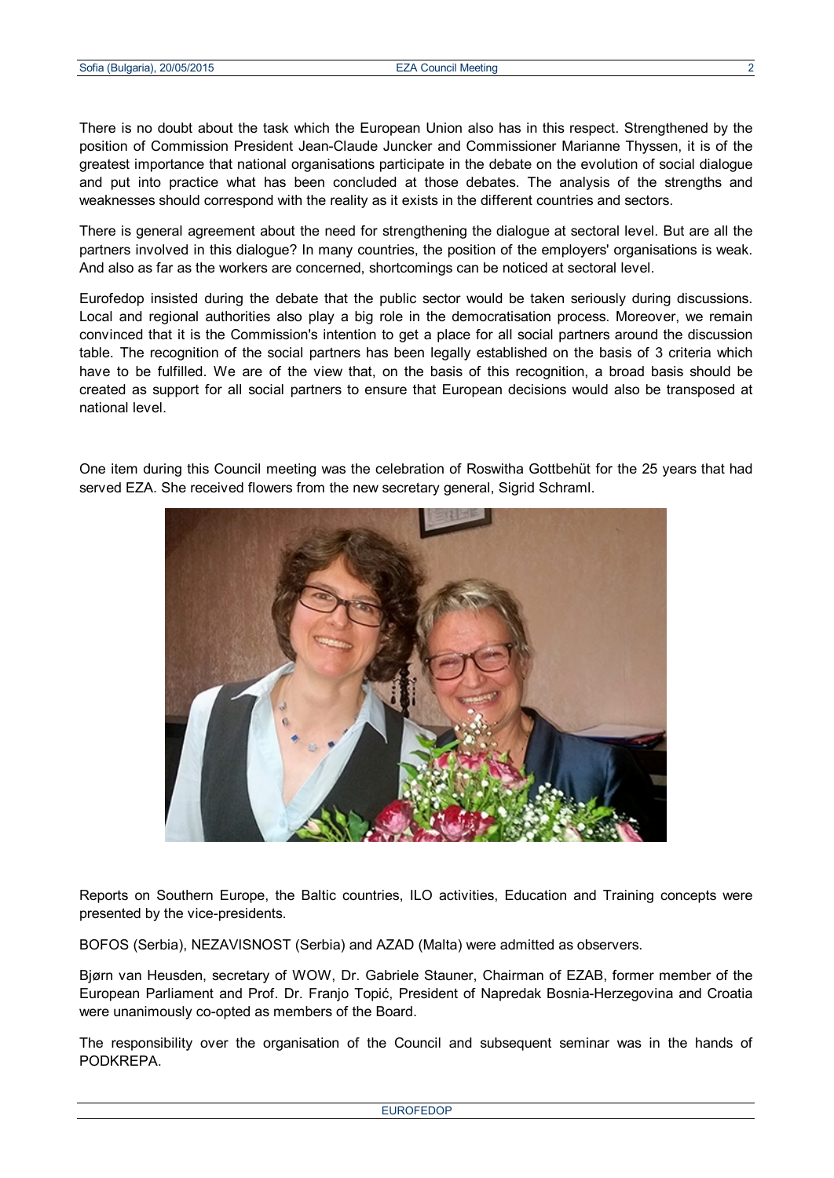There is no doubt about the task which the European Union also has in this respect. Strengthened by the position of Commission President Jean-Claude Juncker and Commissioner Marianne Thyssen, it is of the greatest importance that national organisations participate in the debate on the evolution of social dialogue and put into practice what has been concluded at those debates. The analysis of the strengths and weaknesses should correspond with the reality as it exists in the different countries and sectors.

There is general agreement about the need for strengthening the dialogue at sectoral level. But are all the partners involved in this dialogue? In many countries, the position of the employers' organisations is weak. And also as far as the workers are concerned, shortcomings can be noticed at sectoral level.

Eurofedop insisted during the debate that the public sector would be taken seriously during discussions. Local and regional authorities also play a big role in the democratisation process. Moreover, we remain convinced that it is the Commission's intention to get a place for all social partners around the discussion table. The recognition of the social partners has been legally established on the basis of 3 criteria which have to be fulfilled. We are of the view that, on the basis of this recognition, a broad basis should be created as support for all social partners to ensure that European decisions would also be transposed at national level.

One item during this Council meeting was the celebration of Roswitha Gottbehüt for the 25 years that had served EZA. She received flowers from the new secretary general, Sigrid Schraml.

Reports on Southern Europe, the Baltic countries, ILO activities, Education and Training concepts were presented by the vice-presidents.

BOFOS (Serbia), NEZAVISNOST (Serbia) and AZAD (Malta) were admitted as observers.

Bjørn van Heusden, secretary of WOW, Dr. Gabriele Stauner, Chairman of EZAB, former member of the European Parliament and Prof. Dr. Franjo Topić, President of Napredak Bosnia-Herzegovina and Croatia were unanimously co-opted as members of the Board.

The responsibility over the organisation of the Council and subsequent seminar was in the hands of PODKREPA.